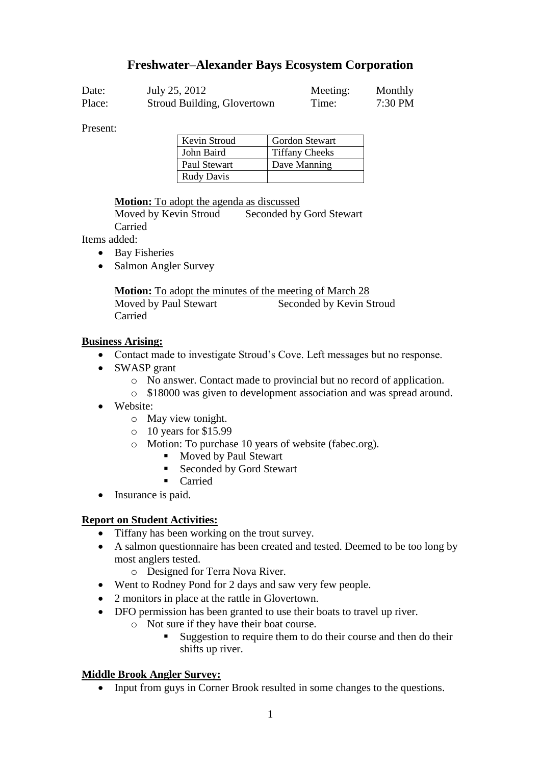# Freshwater–Alexander Bays Ecosystem Corporation

| | | | |
|---|---|---|---|
| Date: | July 25, 2012 | Meeting: | Monthly |
| Place: | Stroud Building, Glovertown | Time: | 7:30 PM |

Present:

| | |
|---|---|
| Kevin Stroud | Gordon Stewart |
| John Baird | Tiffany Cheeks |
| Paul Stewart | Dave Manning |
| Rudy Davis | |

**Motion:** To adopt the agenda as discussed
Moved by Kevin Stroud    Seconded by Gord Stewart
Carried

Items added:

- Bay Fisheries
- Salmon Angler Survey

**Motion:** To adopt the minutes of the meeting of March 28
Moved by Paul Stewart    Seconded by Kevin Stroud
Carried

**Business Arising:**

- Contact made to investigate Stroud's Cove. Left messages but no response.
- SWASP grant
  - No answer. Contact made to provincial but no record of application.
  - $18000 was given to development association and was spread around.
- Website:
  - May view tonight.
  - 10 years for $15.99
  - Motion: To purchase 10 years of website (fabec.org).
    - Moved by Paul Stewart
    - Seconded by Gord Stewart
    - Carried
- Insurance is paid.

**Report on Student Activities:**

- Tiffany has been working on the trout survey.
- A salmon questionnaire has been created and tested. Deemed to be too long by most anglers tested.
  - Designed for Terra Nova River.
- Went to Rodney Pond for 2 days and saw very few people.
- 2 monitors in place at the rattle in Glovertown.
- DFO permission has been granted to use their boats to travel up river.
  - Not sure if they have their boat course.
    - Suggestion to require them to do their course and then do their shifts up river.

**Middle Brook Angler Survey:**

- Input from guys in Corner Brook resulted in some changes to the questions.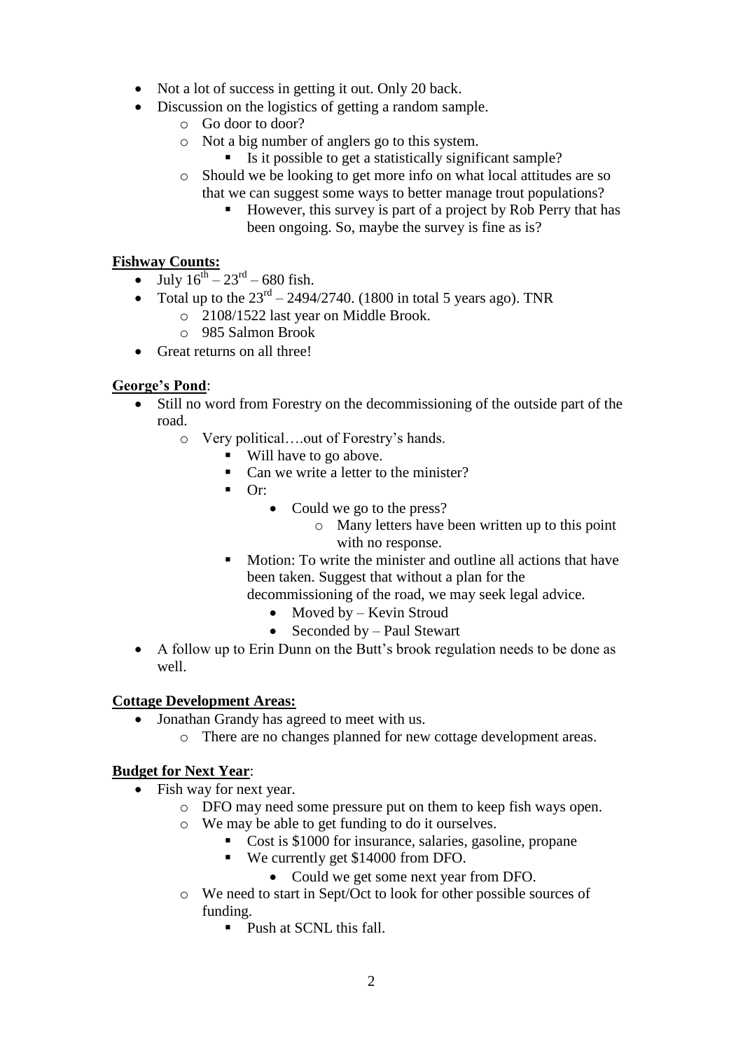- Not a lot of success in getting it out. Only 20 back.
- Discussion on the logistics of getting a random sample.
    - Go door to door?
    - Not a big number of anglers go to this system.
        - Is it possible to get a statistically significant sample?
    - Should we be looking to get more info on what local attitudes are so that we can suggest some ways to better manage trout populations?
        - However, this survey is part of a project by Rob Perry that has been ongoing. So, maybe the survey is fine as is?

**Fishway Counts:**

- July 16th – 23rd – 680 fish.
- Total up to the 23rd – 2494/2740. (1800 in total 5 years ago). TNR
    - 2108/1522 last year on Middle Brook.
    - 985 Salmon Brook
- Great returns on all three!

**George's Pond**:

- Still no word from Forestry on the decommissioning of the outside part of the road.
    - Very political….out of Forestry's hands.
        - Will have to go above.
        - Can we write a letter to the minister?
        - Or:
            - Could we go to the press?
                - Many letters have been written up to this point with no response.
        - Motion: To write the minister and outline all actions that have been taken. Suggest that without a plan for the decommissioning of the road, we may seek legal advice.
            - Moved by – Kevin Stroud
            - Seconded by – Paul Stewart
- A follow up to Erin Dunn on the Butt's brook regulation needs to be done as well.

**Cottage Development Areas:**

- Jonathan Grandy has agreed to meet with us.
    - There are no changes planned for new cottage development areas.

**Budget for Next Year**:

- Fish way for next year.
    - DFO may need some pressure put on them to keep fish ways open.
    - We may be able to get funding to do it ourselves.
        - Cost is $1000 for insurance, salaries, gasoline, propane
        - We currently get $14000 from DFO.
            - Could we get some next year from DFO.
    - We need to start in Sept/Oct to look for other possible sources of funding.
        - Push at SCNL this fall.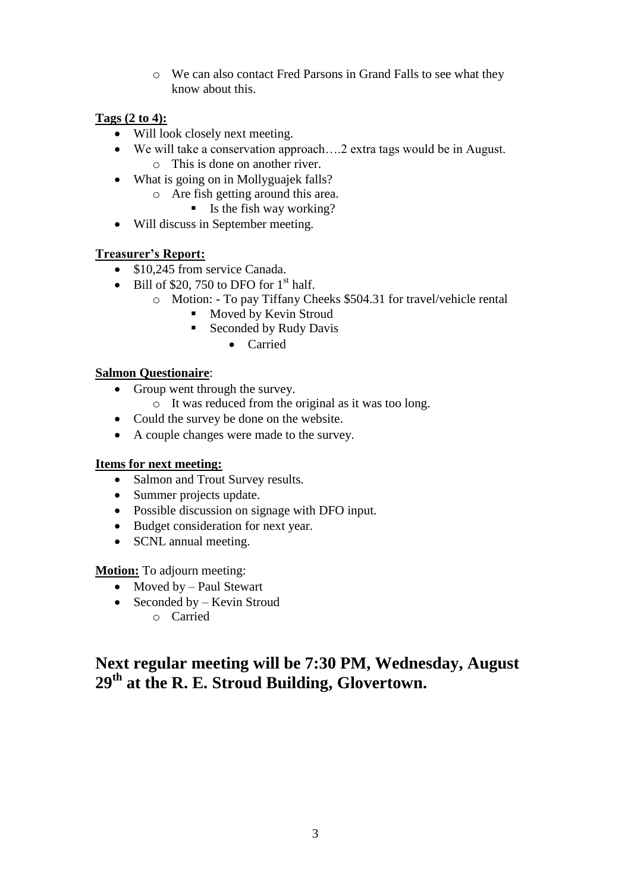- We can also contact Fred Parsons in Grand Falls to see what they know about this.

**Tags (2 to 4):**

- Will look closely next meeting.
- We will take a conservation approach….2 extra tags would be in August.
  - This is done on another river.
- What is going on in Mollyguajek falls?
  - Are fish getting around this area.
    - Is the fish way working?
- Will discuss in September meeting.

**Treasurer's Report:**

- \$10,245 from service Canada.
- Bill of \$20, 750 to DFO for 1st half.
  - Motion: - To pay Tiffany Cheeks \$504.31 for travel/vehicle rental
    - Moved by Kevin Stroud
    - Seconded by Rudy Davis
      - Carried

**Salmon Questionaire**:

- Group went through the survey.
  - It was reduced from the original as it was too long.
- Could the survey be done on the website.
- A couple changes were made to the survey.

**Items for next meeting:**

- Salmon and Trout Survey results.
- Summer projects update.
- Possible discussion on signage with DFO input.
- Budget consideration for next year.
- SCNL annual meeting.

**Motion:** To adjourn meeting:

- Moved by – Paul Stewart
- Seconded by – Kevin Stroud
  - Carried

## Next regular meeting will be 7:30 PM, Wednesday, August 29th at the R. E. Stroud Building, Glovertown.